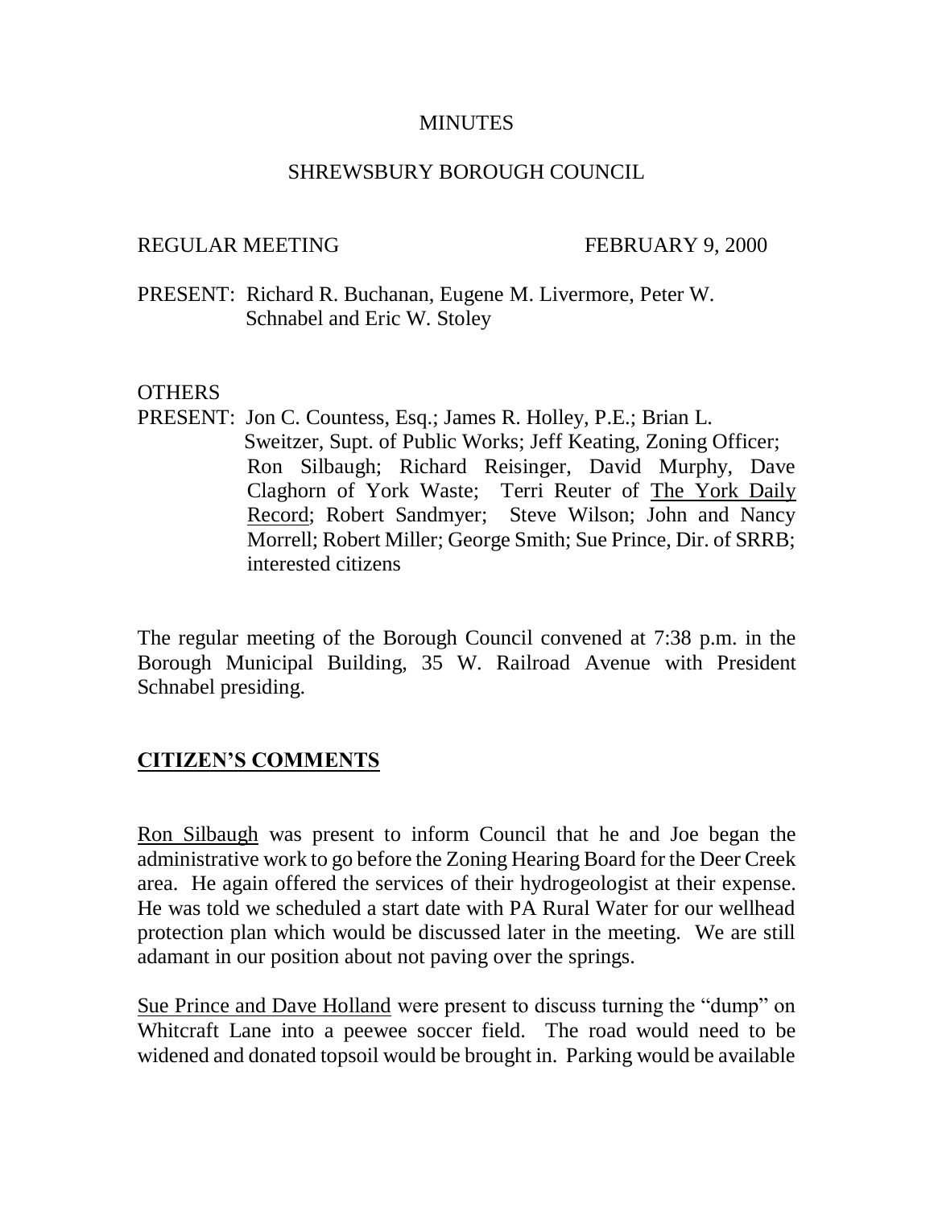# MINUTES

## SHREWSBURY BOROUGH COUNCIL

REGULAR MEETING FEBRUARY 9, 2000

PRESENT: Richard R. Buchanan, Eugene M. Livermore, Peter W. Schnabel and Eric W. Stoley

OTHERS PRESENT: Jon C. Countess, Esq.; James R. Holley, P.E.; Brian L. Sweitzer, Supt. of Public Works; Jeff Keating, Zoning Officer; Ron Silbaugh; Richard Reisinger, David Murphy, Dave Claghorn of York Waste; Terri Reuter of The York Daily Record; Robert Sandmyer; Steve Wilson; John and Nancy Morrell; Robert Miller; George Smith; Sue Prince, Dir. of SRRB; interested citizens

The regular meeting of the Borough Council convened at 7:38 p.m. in the Borough Municipal Building, 35 W. Railroad Avenue with President Schnabel presiding.

## CITIZEN'S COMMENTS

Ron Silbaugh was present to inform Council that he and Joe began the administrative work to go before the Zoning Hearing Board for the Deer Creek area. He again offered the services of their hydrogeologist at their expense. He was told we scheduled a start date with PA Rural Water for our wellhead protection plan which would be discussed later in the meeting. We are still adamant in our position about not paving over the springs.

Sue Prince and Dave Holland were present to discuss turning the "dump" on Whitcraft Lane into a peewee soccer field. The road would need to be widened and donated topsoil would be brought in. Parking would be available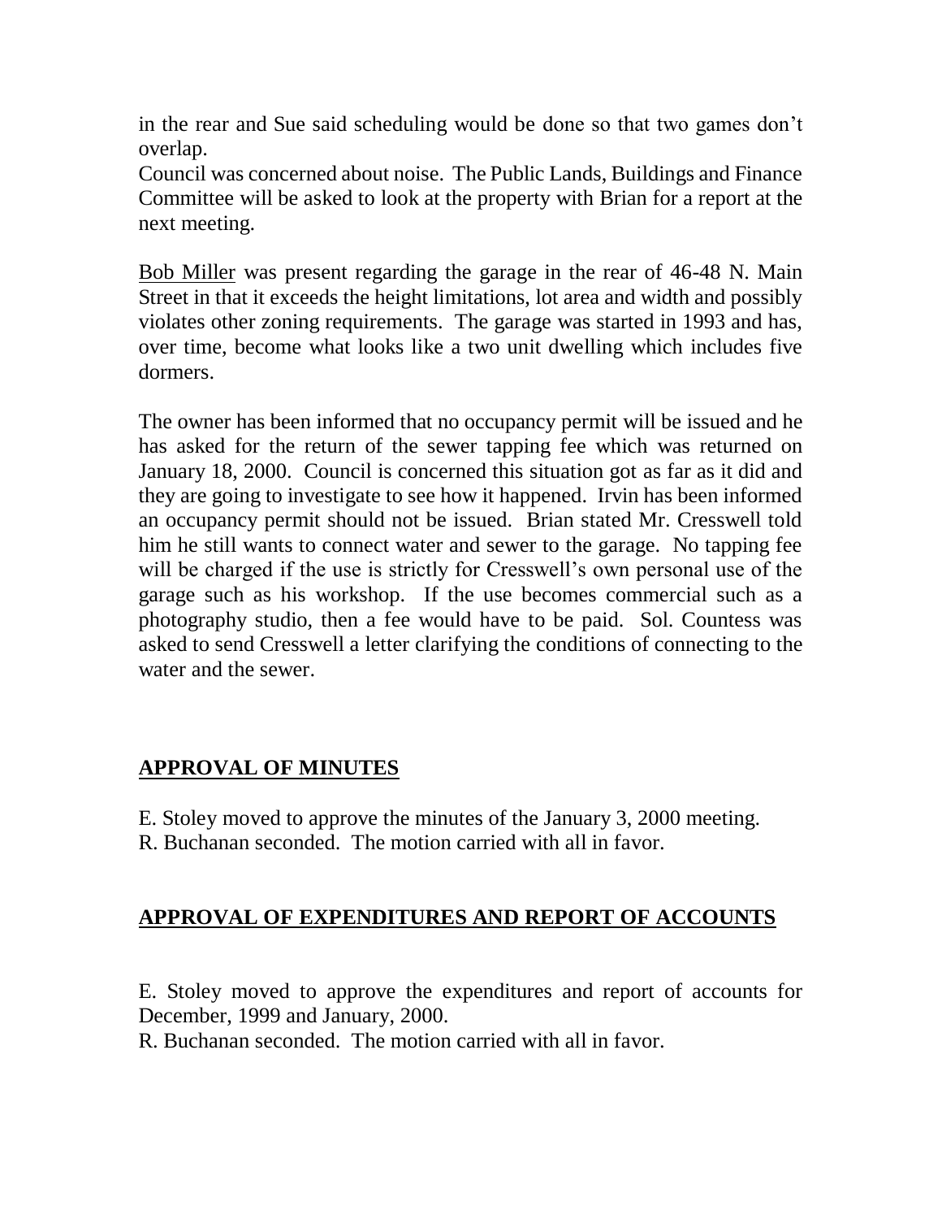in the rear and Sue said scheduling would be done so that two games don't overlap.
Council was concerned about noise. The Public Lands, Buildings and Finance Committee will be asked to look at the property with Brian for a report at the next meeting.

<u>Bob Miller</u> was present regarding the garage in the rear of 46-48 N. Main Street in that it exceeds the height limitations, lot area and width and possibly violates other zoning requirements. The garage was started in 1993 and has, over time, become what looks like a two unit dwelling which includes five dormers.

The owner has been informed that no occupancy permit will be issued and he has asked for the return of the sewer tapping fee which was returned on January 18, 2000. Council is concerned this situation got as far as it did and they are going to investigate to see how it happened. Irvin has been informed an occupancy permit should not be issued. Brian stated Mr. Cresswell told him he still wants to connect water and sewer to the garage. No tapping fee will be charged if the use is strictly for Cresswell's own personal use of the garage such as his workshop. If the use becomes commercial such as a photography studio, then a fee would have to be paid. Sol. Countess was asked to send Cresswell a letter clarifying the conditions of connecting to the water and the sewer.

## APPROVAL OF MINUTES

E. Stoley moved to approve the minutes of the January 3, 2000 meeting.
R. Buchanan seconded. The motion carried with all in favor.

## APPROVAL OF EXPENDITURES AND REPORT OF ACCOUNTS

E. Stoley moved to approve the expenditures and report of accounts for December, 1999 and January, 2000.
R. Buchanan seconded. The motion carried with all in favor.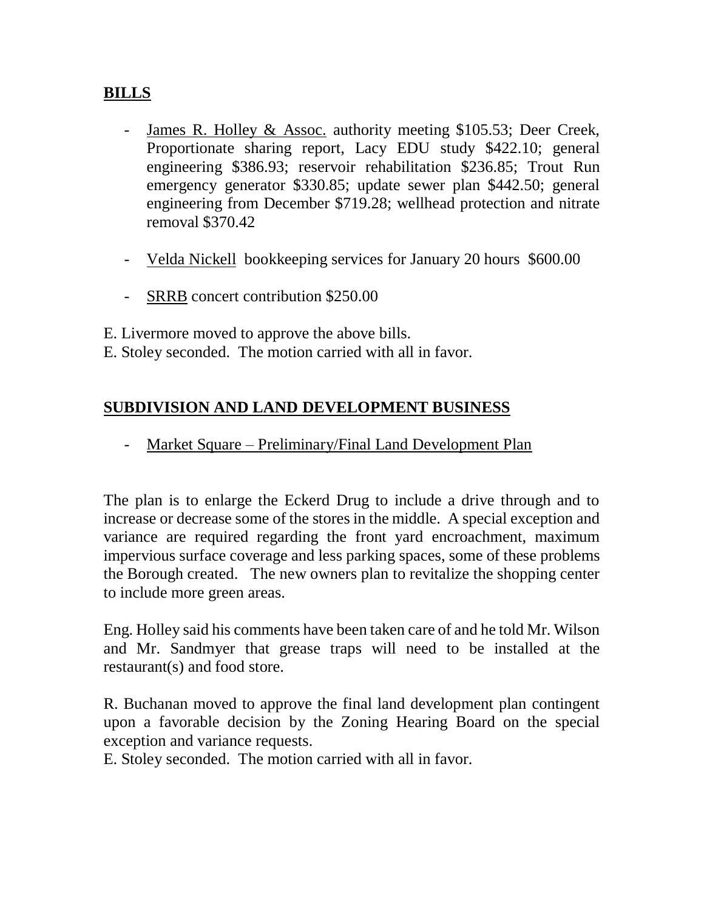## BILLS

- James R. Holley & Assoc. authority meeting $105.53; Deer Creek, Proportionate sharing report, Lacy EDU study $422.10; general engineering $386.93; reservoir rehabilitation $236.85; Trout Run emergency generator $330.85; update sewer plan $442.50; general engineering from December $719.28; wellhead protection and nitrate removal $370.42

- Velda Nickell bookkeeping services for January 20 hours $600.00

- SRRB concert contribution $250.00

E. Livermore moved to approve the above bills.
E. Stoley seconded. The motion carried with all in favor.

## SUBDIVISION AND LAND DEVELOPMENT BUSINESS

- Market Square – Preliminary/Final Land Development Plan

The plan is to enlarge the Eckerd Drug to include a drive through and to increase or decrease some of the stores in the middle. A special exception and variance are required regarding the front yard encroachment, maximum impervious surface coverage and less parking spaces, some of these problems the Borough created. The new owners plan to revitalize the shopping center to include more green areas.

Eng. Holley said his comments have been taken care of and he told Mr. Wilson and Mr. Sandmyer that grease traps will need to be installed at the restaurant(s) and food store.

R. Buchanan moved to approve the final land development plan contingent upon a favorable decision by the Zoning Hearing Board on the special exception and variance requests.
E. Stoley seconded. The motion carried with all in favor.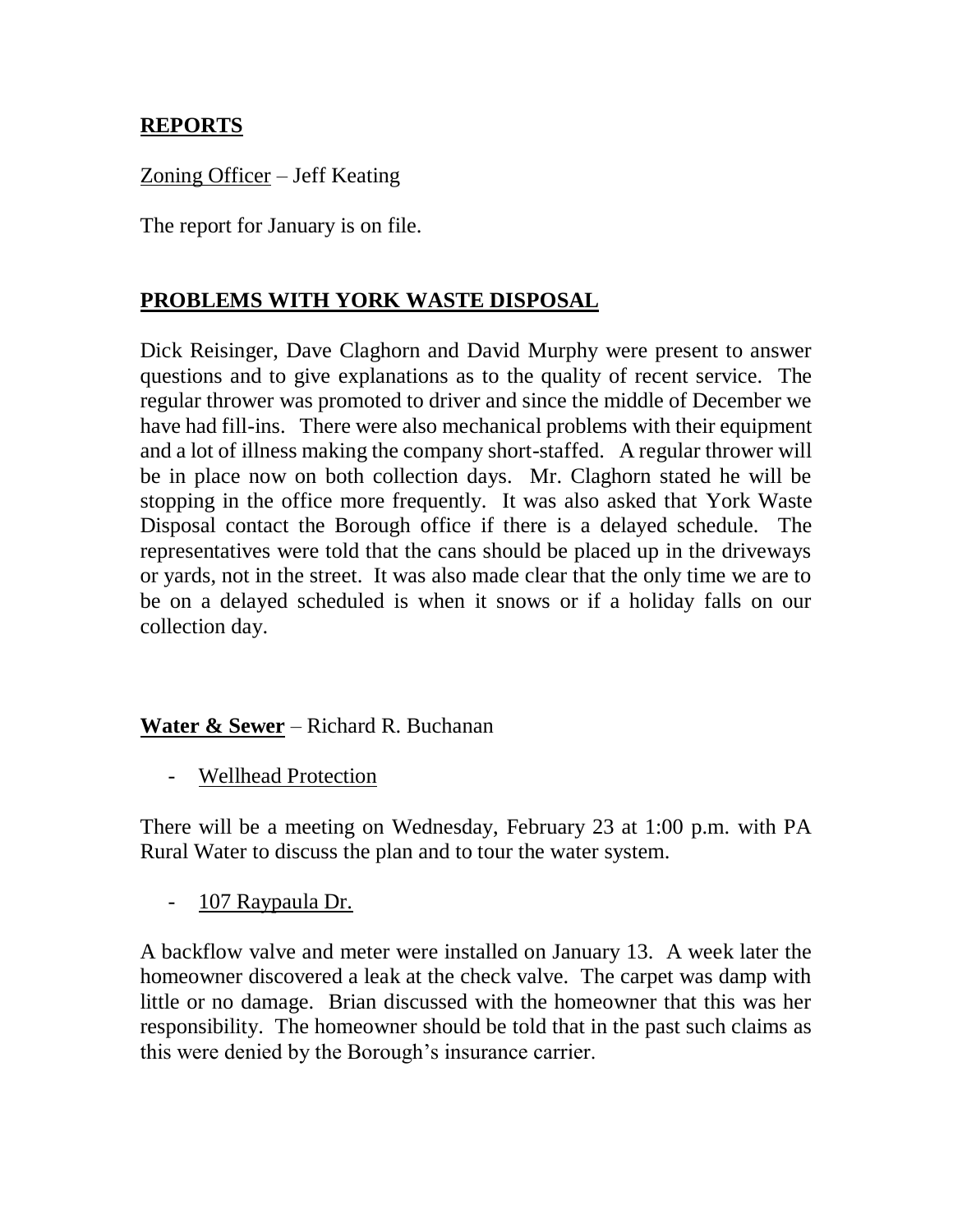## **REPORTS**

Zoning Officer – Jeff Keating

The report for January is on file.

## **PROBLEMS WITH YORK WASTE DISPOSAL**

Dick Reisinger, Dave Claghorn and David Murphy were present to answer questions and to give explanations as to the quality of recent service. The regular thrower was promoted to driver and since the middle of December we have had fill-ins. There were also mechanical problems with their equipment and a lot of illness making the company short-staffed. A regular thrower will be in place now on both collection days. Mr. Claghorn stated he will be stopping in the office more frequently. It was also asked that York Waste Disposal contact the Borough office if there is a delayed schedule. The representatives were told that the cans should be placed up in the driveways or yards, not in the street. It was also made clear that the only time we are to be on a delayed scheduled is when it snows or if a holiday falls on our collection day.

**Water & Sewer** – Richard R. Buchanan

- Wellhead Protection

There will be a meeting on Wednesday, February 23 at 1:00 p.m. with PA Rural Water to discuss the plan and to tour the water system.

- 107 Raypaula Dr.

A backflow valve and meter were installed on January 13. A week later the homeowner discovered a leak at the check valve. The carpet was damp with little or no damage. Brian discussed with the homeowner that this was her responsibility. The homeowner should be told that in the past such claims as this were denied by the Borough's insurance carrier.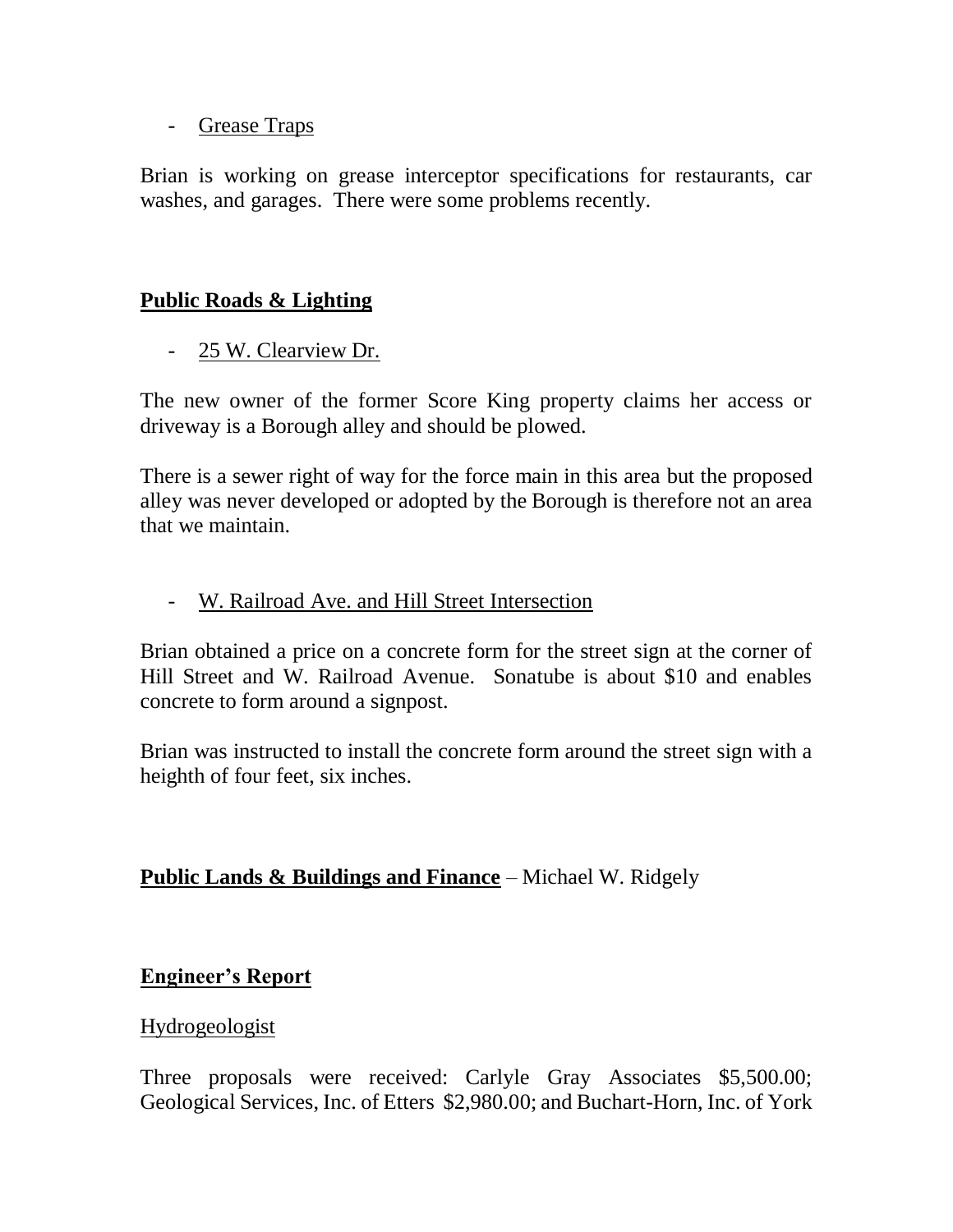- Grease Traps

Brian is working on grease interceptor specifications for restaurants, car washes, and garages. There were some problems recently.

## **Public Roads & Lighting**

- 25 W. Clearview Dr.

The new owner of the former Score King property claims her access or driveway is a Borough alley and should be plowed.

There is a sewer right of way for the force main in this area but the proposed alley was never developed or adopted by the Borough is therefore not an area that we maintain.

- W. Railroad Ave. and Hill Street Intersection

Brian obtained a price on a concrete form for the street sign at the corner of Hill Street and W. Railroad Avenue. Sonatube is about $10 and enables concrete to form around a signpost.

Brian was instructed to install the concrete form around the street sign with a heighth of four feet, six inches.

## **Public Lands & Buildings and Finance** – Michael W. Ridgely

## **Engineer's Report**

Hydrogeologist

Three proposals were received: Carlyle Gray Associates $5,500.00; Geological Services, Inc. of Etters $2,980.00; and Buchart-Horn, Inc. of York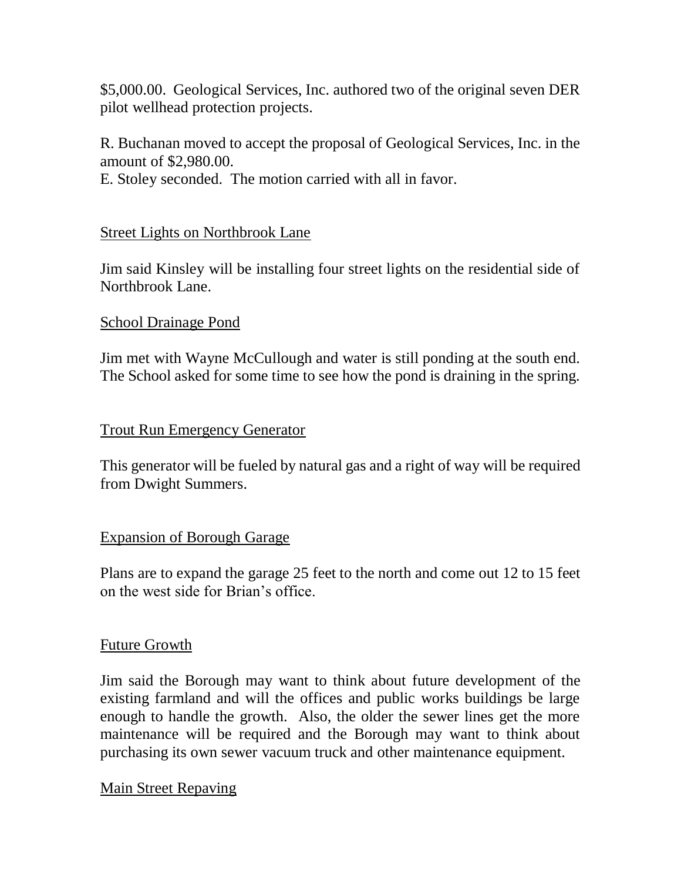$5,000.00. Geological Services, Inc. authored two of the original seven DER pilot wellhead protection projects.

R. Buchanan moved to accept the proposal of Geological Services, Inc. in the amount of $2,980.00.
E. Stoley seconded. The motion carried with all in favor.

## Street Lights on Northbrook Lane

Jim said Kinsley will be installing four street lights on the residential side of Northbrook Lane.

## School Drainage Pond

Jim met with Wayne McCullough and water is still ponding at the south end. The School asked for some time to see how the pond is draining in the spring.

## Trout Run Emergency Generator

This generator will be fueled by natural gas and a right of way will be required from Dwight Summers.

## Expansion of Borough Garage

Plans are to expand the garage 25 feet to the north and come out 12 to 15 feet on the west side for Brian's office.

## Future Growth

Jim said the Borough may want to think about future development of the existing farmland and will the offices and public works buildings be large enough to handle the growth. Also, the older the sewer lines get the more maintenance will be required and the Borough may want to think about purchasing its own sewer vacuum truck and other maintenance equipment.

## Main Street Repaving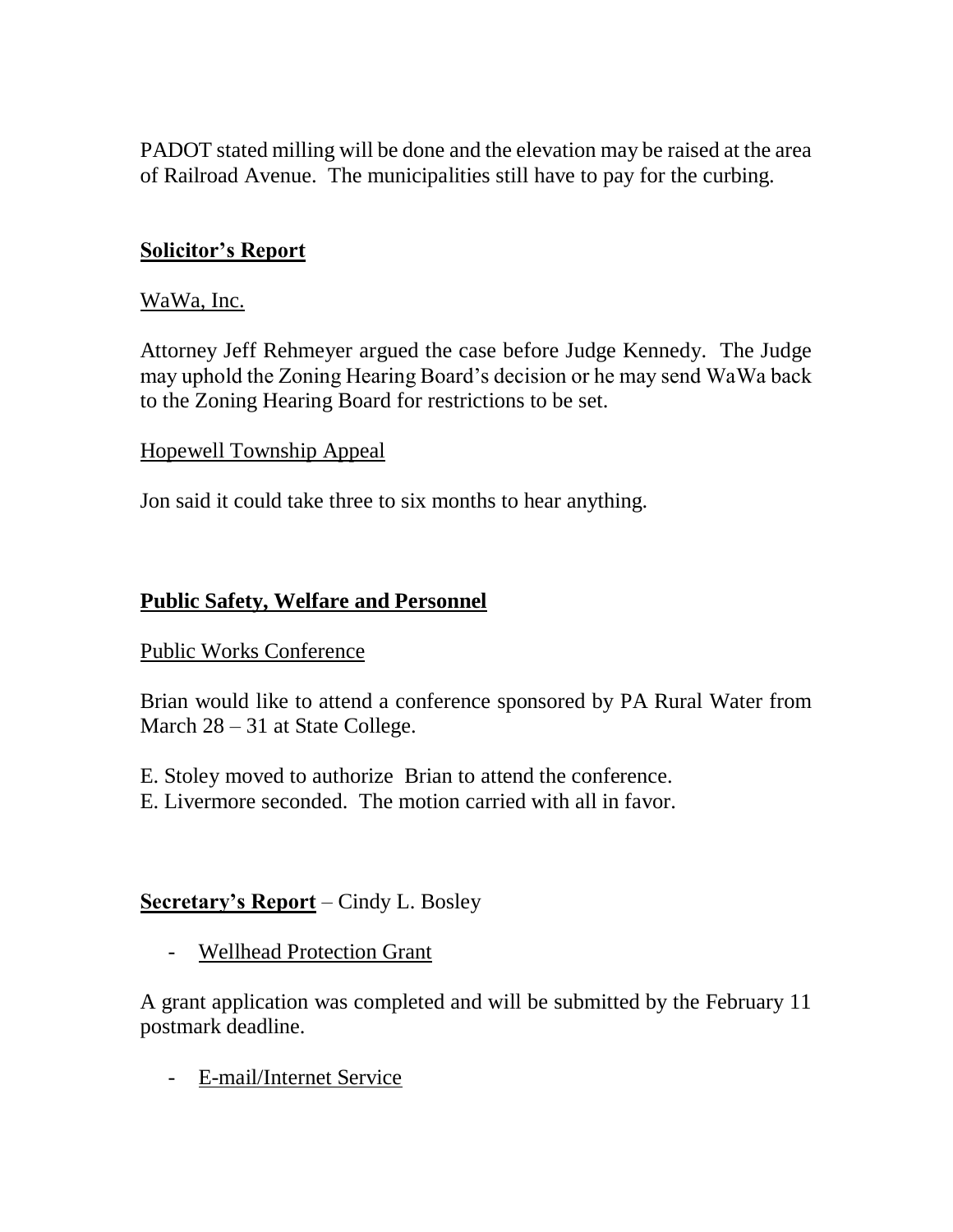PADOT stated milling will be done and the elevation may be raised at the area of Railroad Avenue. The municipalities still have to pay for the curbing.

## Solicitor's Report

WaWa, Inc.

Attorney Jeff Rehmeyer argued the case before Judge Kennedy. The Judge may uphold the Zoning Hearing Board's decision or he may send WaWa back to the Zoning Hearing Board for restrictions to be set.

Hopewell Township Appeal

Jon said it could take three to six months to hear anything.

## Public Safety, Welfare and Personnel

Public Works Conference

Brian would like to attend a conference sponsored by PA Rural Water from March 28 – 31 at State College.

E. Stoley moved to authorize Brian to attend the conference.
E. Livermore seconded. The motion carried with all in favor.

## Secretary's Report – Cindy L. Bosley

- Wellhead Protection Grant

A grant application was completed and will be submitted by the February 11 postmark deadline.

- E-mail/Internet Service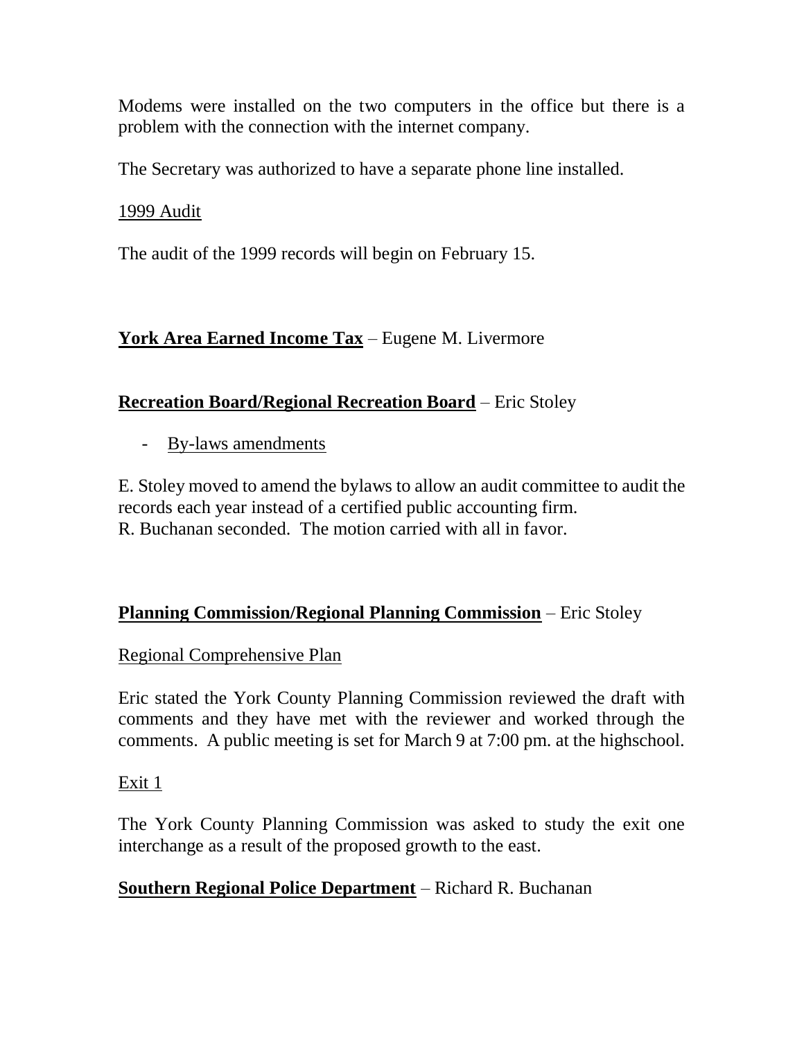Modems were installed on the two computers in the office but there is a problem with the connection with the internet company.

The Secretary was authorized to have a separate phone line installed.

<u>1999 Audit</u>

The audit of the 1999 records will begin on February 15.

**<u>York Area Earned Income Tax</u>** – Eugene M. Livermore

**<u>Recreation Board/Regional Recreation Board</u>** – Eric Stoley

- <u>By-laws amendments</u>

E. Stoley moved to amend the bylaws to allow an audit committee to audit the records each year instead of a certified public accounting firm.
R. Buchanan seconded. The motion carried with all in favor.

**<u>Planning Commission/Regional Planning Commission</u>** – Eric Stoley

<u>Regional Comprehensive Plan</u>

Eric stated the York County Planning Commission reviewed the draft with comments and they have met with the reviewer and worked through the comments. A public meeting is set for March 9 at 7:00 pm. at the highschool.

<u>Exit 1</u>

The York County Planning Commission was asked to study the exit one interchange as a result of the proposed growth to the east.

**<u>Southern Regional Police Department</u>** – Richard R. Buchanan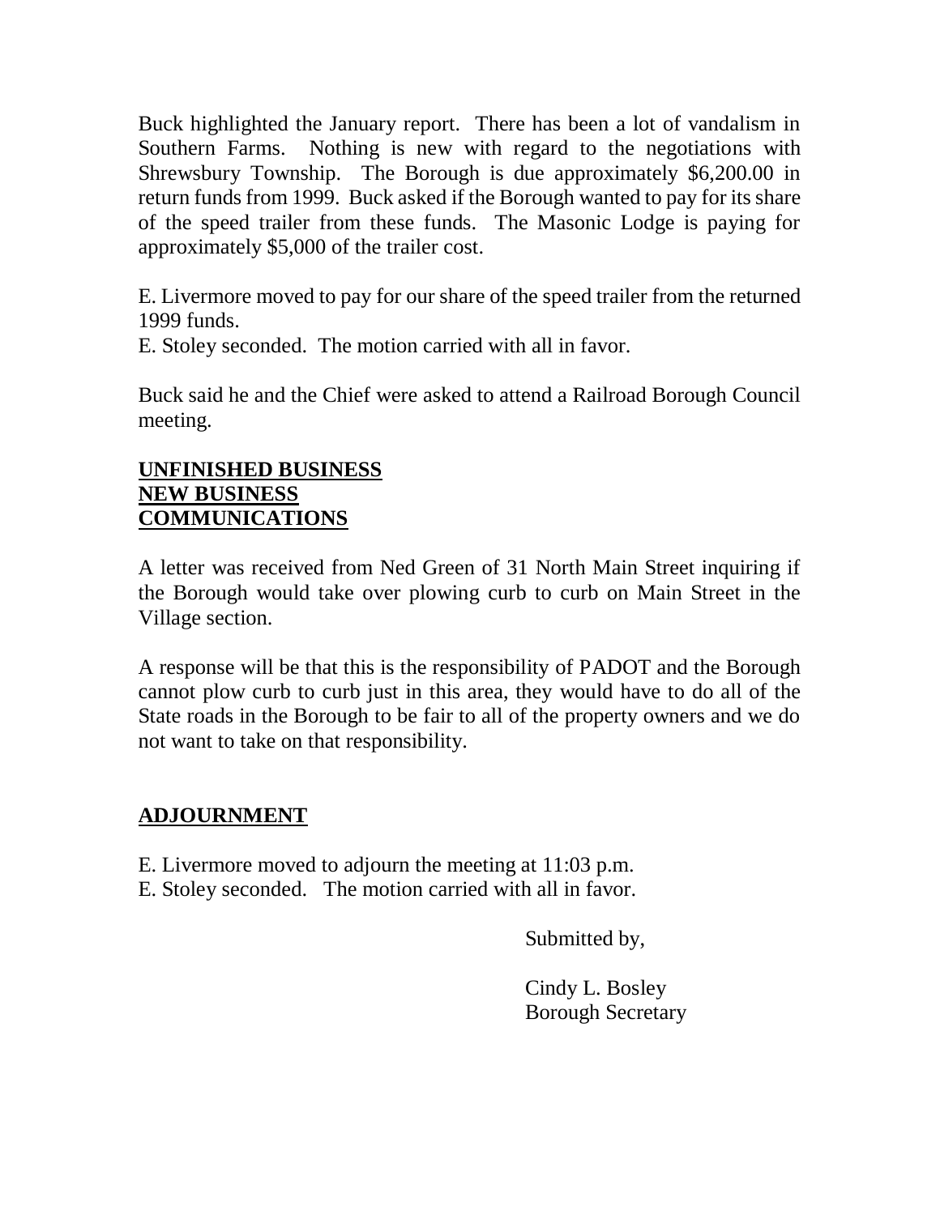Buck highlighted the January report. There has been a lot of vandalism in Southern Farms. Nothing is new with regard to the negotiations with Shrewsbury Township. The Borough is due approximately $6,200.00 in return funds from 1999. Buck asked if the Borough wanted to pay for its share of the speed trailer from these funds. The Masonic Lodge is paying for approximately $5,000 of the trailer cost.

E. Livermore moved to pay for our share of the speed trailer from the returned 1999 funds.
E. Stoley seconded. The motion carried with all in favor.

Buck said he and the Chief were asked to attend a Railroad Borough Council meeting.

**UNFINISHED BUSINESS**
**NEW BUSINESS**
**COMMUNICATIONS**

A letter was received from Ned Green of 31 North Main Street inquiring if the Borough would take over plowing curb to curb on Main Street in the Village section.

A response will be that this is the responsibility of PADOT and the Borough cannot plow curb to curb just in this area, they would have to do all of the State roads in the Borough to be fair to all of the property owners and we do not want to take on that responsibility.

**ADJOURNMENT**

E. Livermore moved to adjourn the meeting at 11:03 p.m.
E. Stoley seconded. The motion carried with all in favor.

Submitted by,

Cindy L. Bosley
Borough Secretary